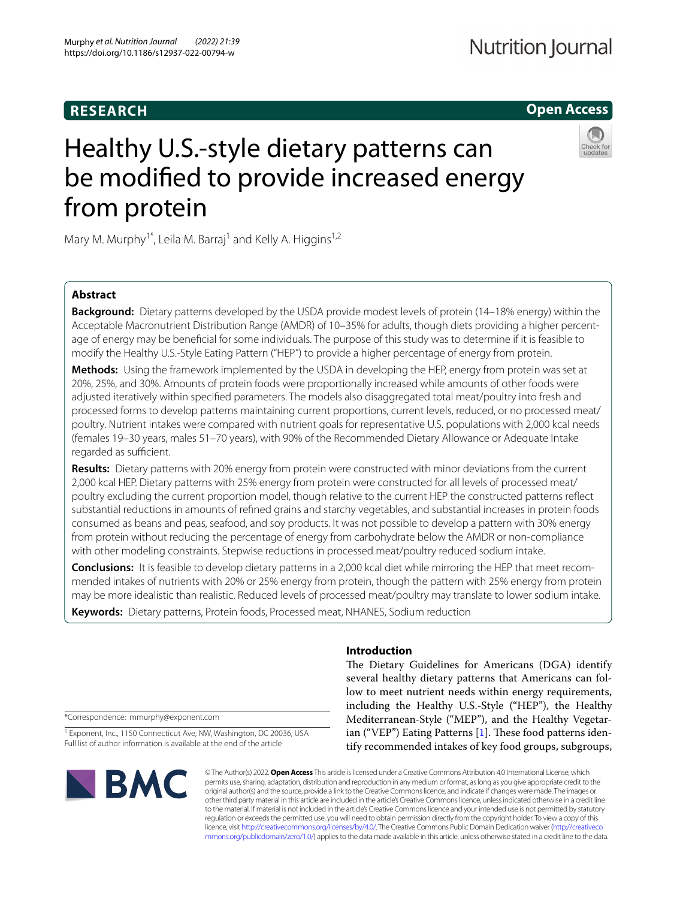**RESEARCH** **Open Access**

# Healthy U.S.-style dietary patterns can be modified to provide increased energy from protein

Mary M. Murphy[1*], Leila M. Barraj[1] and Kelly A. Higgins[1,2]

## Abstract

**Background:** Dietary patterns developed by the USDA provide modest levels of protein (14–18% energy) within the Acceptable Macronutrient Distribution Range (AMDR) of 10–35% for adults, though diets providing a higher percentage of energy may be beneficial for some individuals. The purpose of this study was to determine if it is feasible to modify the Healthy U.S.-Style Eating Pattern ("HEP") to provide a higher percentage of energy from protein.

**Methods:** Using the framework implemented by the USDA in developing the HEP, energy from protein was set at 20%, 25%, and 30%. Amounts of protein foods were proportionally increased while amounts of other foods were adjusted iteratively within specified parameters. The models also disaggregated total meat/poultry into fresh and processed forms to develop patterns maintaining current proportions, current levels, reduced, or no processed meat/poultry. Nutrient intakes were compared with nutrient goals for representative U.S. populations with 2,000 kcal needs (females 19–30 years, males 51–70 years), with 90% of the Recommended Dietary Allowance or Adequate Intake regarded as sufficient.

**Results:** Dietary patterns with 20% energy from protein were constructed with minor deviations from the current 2,000 kcal HEP. Dietary patterns with 25% energy from protein were constructed for all levels of processed meat/poultry excluding the current proportion model, though relative to the current HEP the constructed patterns reflect substantial reductions in amounts of refined grains and starchy vegetables, and substantial increases in protein foods consumed as beans and peas, seafood, and soy products. It was not possible to develop a pattern with 30% energy from protein without reducing the percentage of energy from carbohydrate below the AMDR or non-compliance with other modeling constraints. Stepwise reductions in processed meat/poultry reduced sodium intake.

**Conclusions:** It is feasible to develop dietary patterns in a 2,000 kcal diet while mirroring the HEP that meet recommended intakes of nutrients with 20% or 25% energy from protein, though the pattern with 25% energy from protein may be more idealistic than realistic. Reduced levels of processed meat/poultry may translate to lower sodium intake.

**Keywords:** Dietary patterns, Protein foods, Processed meat, NHANES, Sodium reduction

## Introduction

The Dietary Guidelines for Americans (DGA) identify several healthy dietary patterns that Americans can follow to meet nutrient needs within energy requirements, including the Healthy U.S.-Style ("HEP"), the Healthy Mediterranean-Style ("MEP"), and the Healthy Vegetarian ("VEP") Eating Patterns [1]. These food patterns identify recommended intakes of key food groups, subgroups,

*Correspondence: mmurphy@exponent.com

[1] Exponent, Inc., 1150 Connecticut Ave, NW, Washington, DC 20036, USA
Full list of author information is available at the end of the article

© The Author(s) 2022. **Open Access** This article is licensed under a Creative Commons Attribution 4.0 International License, which permits use, sharing, adaptation, distribution and reproduction in any medium or format, as long as you give appropriate credit to the original author(s) and the source, provide a link to the Creative Commons licence, and indicate if changes were made. The images or other third party material in this article are included in the article's Creative Commons licence, unless indicated otherwise in a credit line to the material. If material is not included in the article's Creative Commons licence and your intended use is not permitted by statutory regulation or exceeds the permitted use, you will need to obtain permission directly from the copyright holder. To view a copy of this licence, visit http://creativecommons.org/licenses/by/4.0/. The Creative Commons Public Domain Dedication waiver (http://creativecommons.org/publicdomain/zero/1.0/) applies to the data made available in this article, unless otherwise stated in a credit line to the data.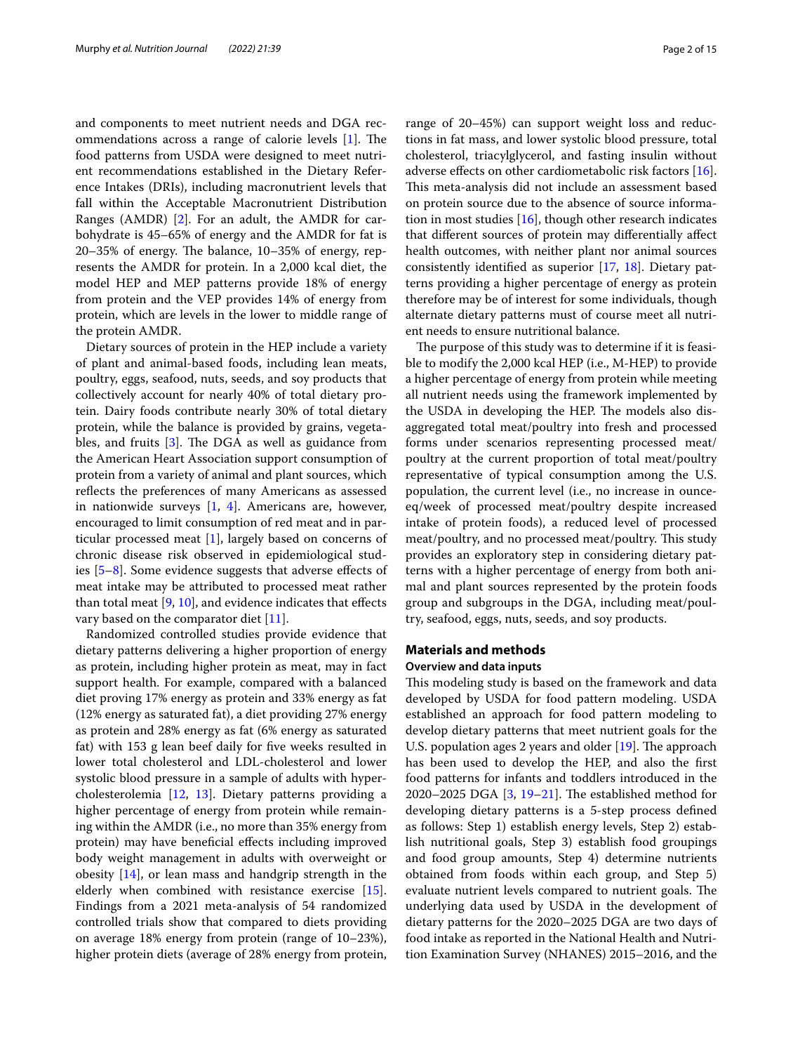and components to meet nutrient needs and DGA recommendations across a range of calorie levels [1]. The food patterns from USDA were designed to meet nutrient recommendations established in the Dietary Reference Intakes (DRIs), including macronutrient levels that fall within the Acceptable Macronutrient Distribution Ranges (AMDR) [2]. For an adult, the AMDR for carbohydrate is 45–65% of energy and the AMDR for fat is 20–35% of energy. The balance, 10–35% of energy, represents the AMDR for protein. In a 2,000 kcal diet, the model HEP and MEP patterns provide 18% of energy from protein and the VEP provides 14% of energy from protein, which are levels in the lower to middle range of the protein AMDR.

Dietary sources of protein in the HEP include a variety of plant and animal-based foods, including lean meats, poultry, eggs, seafood, nuts, seeds, and soy products that collectively account for nearly 40% of total dietary protein. Dairy foods contribute nearly 30% of total dietary protein, while the balance is provided by grains, vegetables, and fruits [3]. The DGA as well as guidance from the American Heart Association support consumption of protein from a variety of animal and plant sources, which reflects the preferences of many Americans as assessed in nationwide surveys [1, 4]. Americans are, however, encouraged to limit consumption of red meat and in particular processed meat [1], largely based on concerns of chronic disease risk observed in epidemiological studies [5–8]. Some evidence suggests that adverse effects of meat intake may be attributed to processed meat rather than total meat [9, 10], and evidence indicates that effects vary based on the comparator diet [11].

Randomized controlled studies provide evidence that dietary patterns delivering a higher proportion of energy as protein, including higher protein as meat, may in fact support health. For example, compared with a balanced diet proving 17% energy as protein and 33% energy as fat (12% energy as saturated fat), a diet providing 27% energy as protein and 28% energy as fat (6% energy as saturated fat) with 153 g lean beef daily for five weeks resulted in lower total cholesterol and LDL-cholesterol and lower systolic blood pressure in a sample of adults with hypercholesterolemia [12, 13]. Dietary patterns providing a higher percentage of energy from protein while remaining within the AMDR (i.e., no more than 35% energy from protein) may have beneficial effects including improved body weight management in adults with overweight or obesity [14], or lean mass and handgrip strength in the elderly when combined with resistance exercise [15]. Findings from a 2021 meta-analysis of 54 randomized controlled trials show that compared to diets providing on average 18% energy from protein (range of 10–23%), higher protein diets (average of 28% energy from protein, range of 20–45%) can support weight loss and reductions in fat mass, and lower systolic blood pressure, total cholesterol, triacylglycerol, and fasting insulin without adverse effects on other cardiometabolic risk factors [16]. This meta-analysis did not include an assessment based on protein source due to the absence of source information in most studies [16], though other research indicates that different sources of protein may differentially affect health outcomes, with neither plant nor animal sources consistently identified as superior [17, 18]. Dietary patterns providing a higher percentage of energy as protein therefore may be of interest for some individuals, though alternate dietary patterns must of course meet all nutrient needs to ensure nutritional balance.

The purpose of this study was to determine if it is feasible to modify the 2,000 kcal HEP (i.e., M-HEP) to provide a higher percentage of energy from protein while meeting all nutrient needs using the framework implemented by the USDA in developing the HEP. The models also disaggregated total meat/poultry into fresh and processed forms under scenarios representing processed meat/poultry at the current proportion of total meat/poultry representative of typical consumption among the U.S. population, the current level (i.e., no increase in ounce-eq/week of processed meat/poultry despite increased intake of protein foods), a reduced level of processed meat/poultry, and no processed meat/poultry. This study provides an exploratory step in considering dietary patterns with a higher percentage of energy from both animal and plant sources represented by the protein foods group and subgroups in the DGA, including meat/poultry, seafood, eggs, nuts, seeds, and soy products.

## Materials and methods

### Overview and data inputs

This modeling study is based on the framework and data developed by USDA for food pattern modeling. USDA established an approach for food pattern modeling to develop dietary patterns that meet nutrient goals for the U.S. population ages 2 years and older [19]. The approach has been used to develop the HEP, and also the first food patterns for infants and toddlers introduced in the 2020–2025 DGA [3, 19–21]. The established method for developing dietary patterns is a 5-step process defined as follows: Step 1) establish energy levels, Step 2) establish nutritional goals, Step 3) establish food groupings and food group amounts, Step 4) determine nutrients obtained from foods within each group, and Step 5) evaluate nutrient levels compared to nutrient goals. The underlying data used by USDA in the development of dietary patterns for the 2020–2025 DGA are two days of food intake as reported in the National Health and Nutrition Examination Survey (NHANES) 2015–2016, and the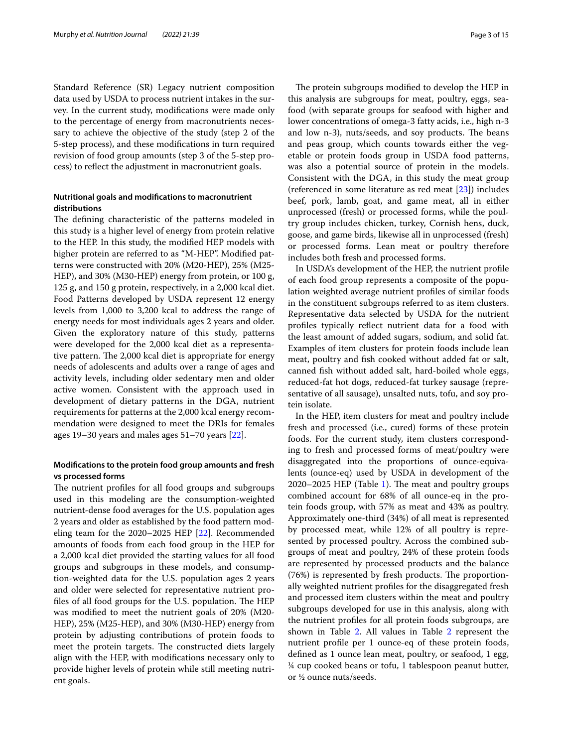Standard Reference (SR) Legacy nutrient composition data used by USDA to process nutrient intakes in the survey. In the current study, modifications were made only to the percentage of energy from macronutrients necessary to achieve the objective of the study (step 2 of the 5-step process), and these modifications in turn required revision of food group amounts (step 3 of the 5-step process) to reflect the adjustment in macronutrient goals.

### Nutritional goals and modifications to macronutrient distributions

The defining characteristic of the patterns modeled in this study is a higher level of energy from protein relative to the HEP. In this study, the modified HEP models with higher protein are referred to as "M-HEP". Modified patterns were constructed with 20% (M20-HEP), 25% (M25-HEP), and 30% (M30-HEP) energy from protein, or 100 g, 125 g, and 150 g protein, respectively, in a 2,000 kcal diet. Food Patterns developed by USDA represent 12 energy levels from 1,000 to 3,200 kcal to address the range of energy needs for most individuals ages 2 years and older. Given the exploratory nature of this study, patterns were developed for the 2,000 kcal diet as a representative pattern. The 2,000 kcal diet is appropriate for energy needs of adolescents and adults over a range of ages and activity levels, including older sedentary men and older active women. Consistent with the approach used in development of dietary patterns in the DGA, nutrient requirements for patterns at the 2,000 kcal energy recommendation were designed to meet the DRIs for females ages 19–30 years and males ages 51–70 years [22].

### Modifications to the protein food group amounts and fresh vs processed forms

The nutrient profiles for all food groups and subgroups used in this modeling are the consumption-weighted nutrient-dense food averages for the U.S. population ages 2 years and older as established by the food pattern modeling team for the 2020–2025 HEP [22]. Recommended amounts of foods from each food group in the HEP for a 2,000 kcal diet provided the starting values for all food groups and subgroups in these models, and consumption-weighted data for the U.S. population ages 2 years and older were selected for representative nutrient profiles of all food groups for the U.S. population. The HEP was modified to meet the nutrient goals of 20% (M20-HEP), 25% (M25-HEP), and 30% (M30-HEP) energy from protein by adjusting contributions of protein foods to meet the protein targets. The constructed diets largely align with the HEP, with modifications necessary only to provide higher levels of protein while still meeting nutrient goals.

The protein subgroups modified to develop the HEP in this analysis are subgroups for meat, poultry, eggs, seafood (with separate groups for seafood with higher and lower concentrations of omega-3 fatty acids, i.e., high n-3 and low n-3), nuts/seeds, and soy products. The beans and peas group, which counts towards either the vegetable or protein foods group in USDA food patterns, was also a potential source of protein in the models. Consistent with the DGA, in this study the meat group (referenced in some literature as red meat [23]) includes beef, pork, lamb, goat, and game meat, all in either unprocessed (fresh) or processed forms, while the poultry group includes chicken, turkey, Cornish hens, duck, goose, and game birds, likewise all in unprocessed (fresh) or processed forms. Lean meat or poultry therefore includes both fresh and processed forms.

In USDA's development of the HEP, the nutrient profile of each food group represents a composite of the population weighted average nutrient profiles of similar foods in the constituent subgroups referred to as item clusters. Representative data selected by USDA for the nutrient profiles typically reflect nutrient data for a food with the least amount of added sugars, sodium, and solid fat. Examples of item clusters for protein foods include lean meat, poultry and fish cooked without added fat or salt, canned fish without added salt, hard-boiled whole eggs, reduced-fat hot dogs, reduced-fat turkey sausage (representative of all sausage), unsalted nuts, tofu, and soy protein isolate.

In the HEP, item clusters for meat and poultry include fresh and processed (i.e., cured) forms of these protein foods. For the current study, item clusters corresponding to fresh and processed forms of meat/poultry were disaggregated into the proportions of ounce-equivalents (ounce-eq) used by USDA in development of the 2020–2025 HEP (Table 1). The meat and poultry groups combined account for 68% of all ounce-eq in the protein foods group, with 57% as meat and 43% as poultry. Approximately one-third (34%) of all meat is represented by processed meat, while 12% of all poultry is represented by processed poultry. Across the combined subgroups of meat and poultry, 24% of these protein foods are represented by processed products and the balance (76%) is represented by fresh products. The proportionally weighted nutrient profiles for the disaggregated fresh and processed item clusters within the meat and poultry subgroups developed for use in this analysis, along with the nutrient profiles for all protein foods subgroups, are shown in Table 2. All values in Table 2 represent the nutrient profile per 1 ounce-eq of these protein foods, defined as 1 ounce lean meat, poultry, or seafood, 1 egg, ¼ cup cooked beans or tofu, 1 tablespoon peanut butter, or ½ ounce nuts/seeds.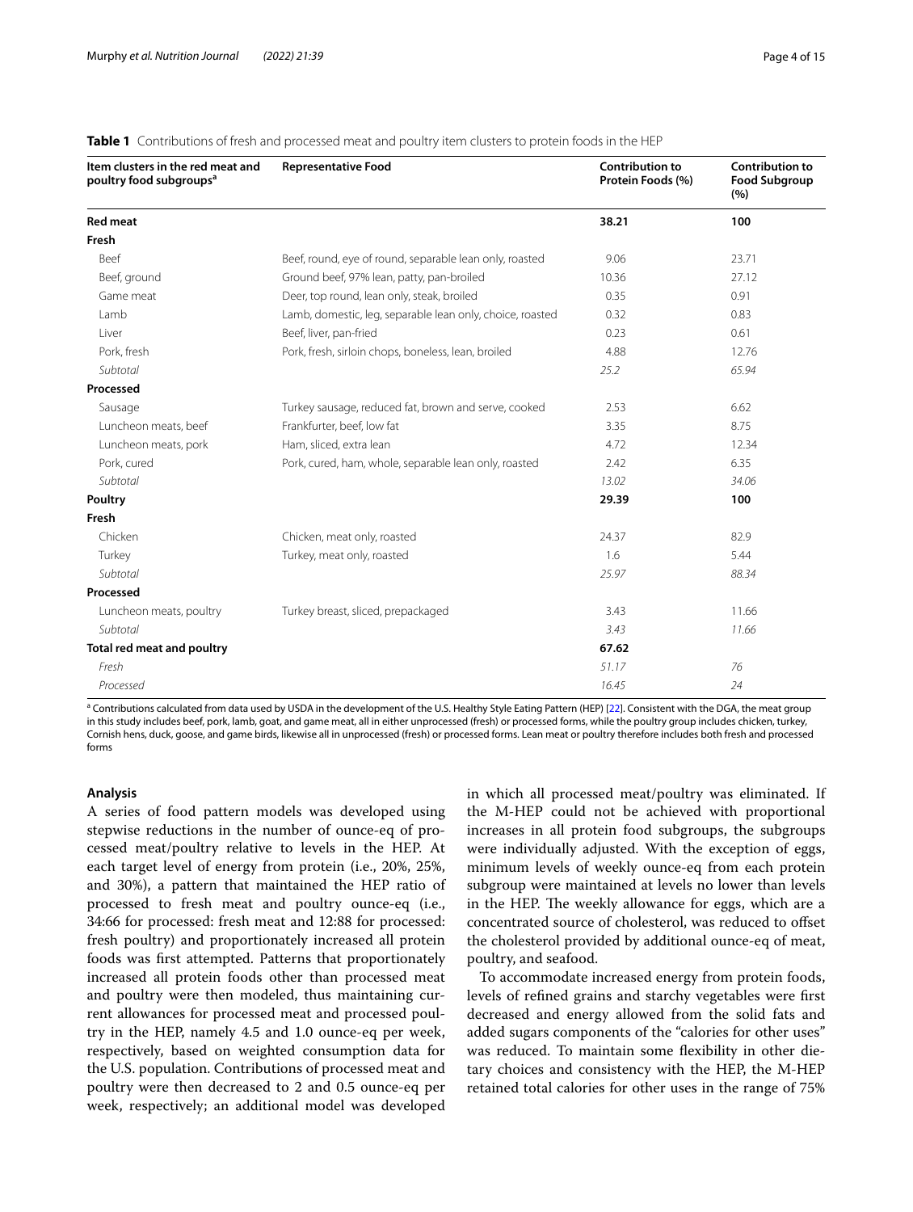**Table 1** Contributions of fresh and processed meat and poultry item clusters to protein foods in the HEP

| Item clusters in the red meat and poultry food subgroups[a] | Representative Food | Contribution to Protein Foods (%) | Contribution to Food Subgroup (%) |
|---|---|---|---|
| **Red meat** | | **38.21** | **100** |
| **Fresh** | | | |
| Beef | Beef, round, eye of round, separable lean only, roasted | 9.06 | 23.71 |
| Beef, ground | Ground beef, 97% lean, patty, pan-broiled | 10.36 | 27.12 |
| Game meat | Deer, top round, lean only, steak, broiled | 0.35 | 0.91 |
| Lamb | Lamb, domestic, leg, separable lean only, choice, roasted | 0.32 | 0.83 |
| Liver | Beef, liver, pan-fried | 0.23 | 0.61 |
| Pork, fresh | Pork, fresh, sirloin chops, boneless, lean, broiled | 4.88 | 12.76 |
| *Subtotal* | | *25.2* | *65.94* |
| **Processed** | | | |
| Sausage | Turkey sausage, reduced fat, brown and serve, cooked | 2.53 | 6.62 |
| Luncheon meats, beef | Frankfurter, beef, low fat | 3.35 | 8.75 |
| Luncheon meats, pork | Ham, sliced, extra lean | 4.72 | 12.34 |
| Pork, cured | Pork, cured, ham, whole, separable lean only, roasted | 2.42 | 6.35 |
| *Subtotal* | | *13.02* | *34.06* |
| **Poultry** | | **29.39** | **100** |
| **Fresh** | | | |
| Chicken | Chicken, meat only, roasted | 24.37 | 82.9 |
| Turkey | Turkey, meat only, roasted | 1.6 | 5.44 |
| *Subtotal* | | *25.97* | *88.34* |
| **Processed** | | | |
| Luncheon meats, poultry | Turkey breast, sliced, prepackaged | 3.43 | 11.66 |
| *Subtotal* | | *3.43* | *11.66* |
| **Total red meat and poultry** | | **67.62** | |
| *Fresh* | | *51.17* | *76* |
| *Processed* | | *16.45* | *24* |

[a] Contributions calculated from data used by USDA in the development of the U.S. Healthy Style Eating Pattern (HEP) [22]. Consistent with the DGA, the meat group in this study includes beef, pork, lamb, goat, and game meat, all in either unprocessed (fresh) or processed forms, while the poultry group includes chicken, turkey, Cornish hens, duck, goose, and game birds, likewise all in unprocessed (fresh) or processed forms. Lean meat or poultry therefore includes both fresh and processed forms

### Analysis

A series of food pattern models was developed using stepwise reductions in the number of ounce-eq of processed meat/poultry relative to levels in the HEP. At each target level of energy from protein (i.e., 20%, 25%, and 30%), a pattern that maintained the HEP ratio of processed to fresh meat and poultry ounce-eq (i.e., 34:66 for processed: fresh meat and 12:88 for processed: fresh poultry) and proportionately increased all protein foods was first attempted. Patterns that proportionately increased all protein foods other than processed meat and poultry were then modeled, thus maintaining current allowances for processed meat and processed poultry in the HEP, namely 4.5 and 1.0 ounce-eq per week, respectively, based on weighted consumption data for the U.S. population. Contributions of processed meat and poultry were then decreased to 2 and 0.5 ounce-eq per week, respectively; an additional model was developed in which all processed meat/poultry was eliminated. If the M-HEP could not be achieved with proportional increases in all protein food subgroups, the subgroups were individually adjusted. With the exception of eggs, minimum levels of weekly ounce-eq from each protein subgroup were maintained at levels no lower than levels in the HEP. The weekly allowance for eggs, which are a concentrated source of cholesterol, was reduced to offset the cholesterol provided by additional ounce-eq of meat, poultry, and seafood.

To accommodate increased energy from protein foods, levels of refined grains and starchy vegetables were first decreased and energy allowed from the solid fats and added sugars components of the "calories for other uses" was reduced. To maintain some flexibility in other dietary choices and consistency with the HEP, the M-HEP retained total calories for other uses in the range of 75%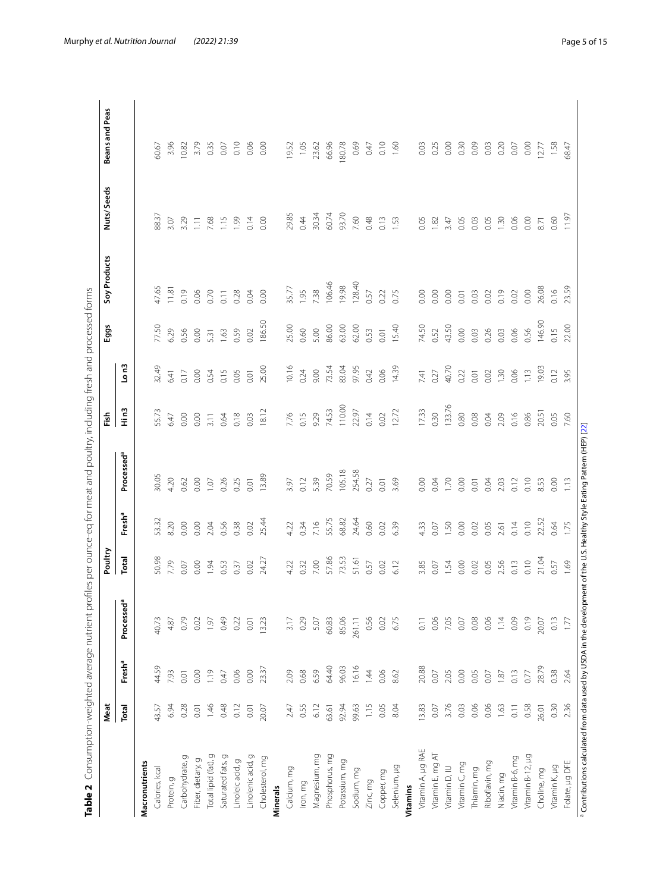**Table 2** Consumption-weighted average nutrient profiles per ounce-eq for meat and poultry, including fresh and processed forms

| | Meat | | | Poultry | | | Fish | | Eggs | Soy Products | Nuts/Seeds | Beans and Peas |
|---|---|---|---|---|---|---|---|---|---|---|---|---|
| | Total | Fresh[a] | Processed[a] | Total | Fresh[a] | Processed[a] | Hi n3 | Lo n3 | | | | |
| **Macronutrients** | | | | | | | | | | | | |
| Calories, kcal | 43.57 | 44.59 | 40.73 | 50.98 | 53.32 | 30.05 | 55.73 | 32.49 | 77.50 | 47.65 | 88.37 | 60.67 |
| Protein, g | 6.94 | 7.93 | 4.87 | 7.79 | 8.20 | 4.20 | 6.47 | 6.41 | 6.29 | 11.81 | 3.07 | 3.96 |
| Carbohydrate, g | 0.28 | 0.01 | 0.79 | 0.07 | 0.00 | 0.62 | 0.00 | 0.17 | 0.56 | 0.19 | 3.29 | 10.82 |
| Fiber, dietary, g | 0.01 | 0.00 | 0.02 | 0.00 | 0.00 | 0.00 | 0.00 | 0.00 | 0.00 | 0.06 | 1.11 | 3.79 |
| Total lipid (fat), g | 1.46 | 1.19 | 1.97 | 1.94 | 2.04 | 1.07 | 3.11 | 0.54 | 5.31 | 0.70 | 7.68 | 0.35 |
| Saturated fats, g | 0.48 | 0.47 | 0.49 | 0.53 | 0.56 | 0.26 | 0.64 | 0.15 | 1.63 | 0.11 | 1.15 | 0.07 |
| Linoleic acid, g | 0.12 | 0.06 | 0.22 | 0.37 | 0.38 | 0.25 | 0.18 | 0.05 | 0.59 | 0.28 | 1.99 | 0.10 |
| Linolenic acid, g | 0.01 | 0.00 | 0.01 | 0.02 | 0.02 | 0.01 | 0.03 | 0.01 | 0.02 | 0.04 | 0.14 | 0.06 |
| Cholesterol, mg | 20.07 | 23.37 | 13.23 | 24.27 | 25.44 | 13.89 | 18.12 | 25.00 | 186.50 | 0.00 | 0.00 | 0.00 |
| **Minerals** | | | | | | | | | | | | |
| Calcium, mg | 2.47 | 2.09 | 3.17 | 4.22 | 4.22 | 3.97 | 7.76 | 10.16 | 25.00 | 35.77 | 29.85 | 19.52 |
| Iron, mg | 0.55 | 0.68 | 0.29 | 0.32 | 0.34 | 0.12 | 0.15 | 0.24 | 0.60 | 1.95 | 0.44 | 1.05 |
| Magnesium, mg | 6.12 | 6.59 | 5.07 | 7.00 | 7.16 | 5.39 | 9.29 | 9.00 | 5.00 | 7.38 | 30.34 | 23.62 |
| Phosphorus, mg | 63.61 | 64.40 | 60.83 | 57.86 | 55.75 | 70.59 | 74.53 | 73.54 | 86.00 | 106.46 | 60.74 | 66.96 |
| Potassium, mg | 92.94 | 96.03 | 85.06 | 73.53 | 68.82 | 105.18 | 110.00 | 83.04 | 63.00 | 19.98 | 93.70 | 180.78 |
| Sodium, mg | 99.63 | 16.16 | 261.11 | 51.61 | 24.64 | 254.58 | 22.97 | 97.95 | 62.00 | 128.40 | 7.60 | 0.69 |
| Zinc, mg | 1.15 | 1.44 | 0.56 | 0.57 | 0.60 | 0.27 | 0.14 | 0.42 | 0.53 | 0.57 | 0.48 | 0.47 |
| Copper, mg | 0.05 | 0.06 | 0.02 | 0.02 | 0.02 | 0.01 | 0.02 | 0.06 | 0.01 | 0.22 | 0.13 | 0.10 |
| Selenium, µg | 8.04 | 8.62 | 6.75 | 6.12 | 6.39 | 3.69 | 12.72 | 14.39 | 15.40 | 0.75 | 1.53 | 1.60 |
| **Vitamins** | | | | | | | | | | | | |
| Vitamin A, µg RAE | 13.83 | 20.88 | 0.11 | 3.85 | 4.33 | 0.00 | 17.33 | 7.41 | 74.50 | 0.00 | 0.05 | 0.03 |
| Vitamin E, mg AT | 0.07 | 0.07 | 0.06 | 0.07 | 0.07 | 0.04 | 0.30 | 0.27 | 0.52 | 0.00 | 1.82 | 0.25 |
| Vitamin D, IU | 3.76 | 2.05 | 7.05 | 1.54 | 1.50 | 1.70 | 133.76 | 40.70 | 43.50 | 0.00 | 3.47 | 0.00 |
| Vitamin C, mg | 0.03 | 0.00 | 0.07 | 0.00 | 0.00 | 0.00 | 0.80 | 0.22 | 0.00 | 0.01 | 0.05 | 0.30 |
| Thiamin, mg | 0.06 | 0.05 | 0.08 | 0.02 | 0.02 | 0.01 | 0.08 | 0.01 | 0.03 | 0.03 | 0.03 | 0.09 |
| Riboflavin, mg | 0.06 | 0.07 | 0.06 | 0.05 | 0.05 | 0.04 | 0.04 | 0.02 | 0.26 | 0.02 | 0.05 | 0.03 |
| Niacin, mg | 1.63 | 1.87 | 1.14 | 2.56 | 2.61 | 2.03 | 2.09 | 1.30 | 0.03 | 0.19 | 1.30 | 0.20 |
| Vitamin B-6, mg | 0.11 | 0.13 | 0.09 | 0.13 | 0.14 | 0.12 | 0.16 | 0.06 | 0.06 | 0.02 | 0.06 | 0.07 |
| Vitamin B-12, µg | 0.58 | 0.77 | 0.19 | 0.10 | 0.10 | 0.10 | 0.86 | 1.13 | 0.56 | 0.00 | 0.00 | 0.00 |
| Choline, mg | 26.01 | 28.79 | 20.07 | 21.04 | 22.52 | 8.53 | 20.51 | 19.03 | 146.90 | 26.08 | 8.71 | 12.77 |
| Vitamin K, µg | 0.30 | 0.38 | 0.13 | 0.57 | 0.64 | 0.00 | 0.05 | 0.12 | 0.15 | 0.16 | 0.60 | 1.58 |
| Folate, µg DFE | 2.36 | 2.64 | 1.77 | 1.69 | 1.75 | 1.13 | 7.60 | 3.95 | 22.00 | 23.59 | 11.97 | 68.47 |

[a] Contributions calculated from data used by USDA in the development of the U.S. Healthy Style Eating Pattern (HEP) [22]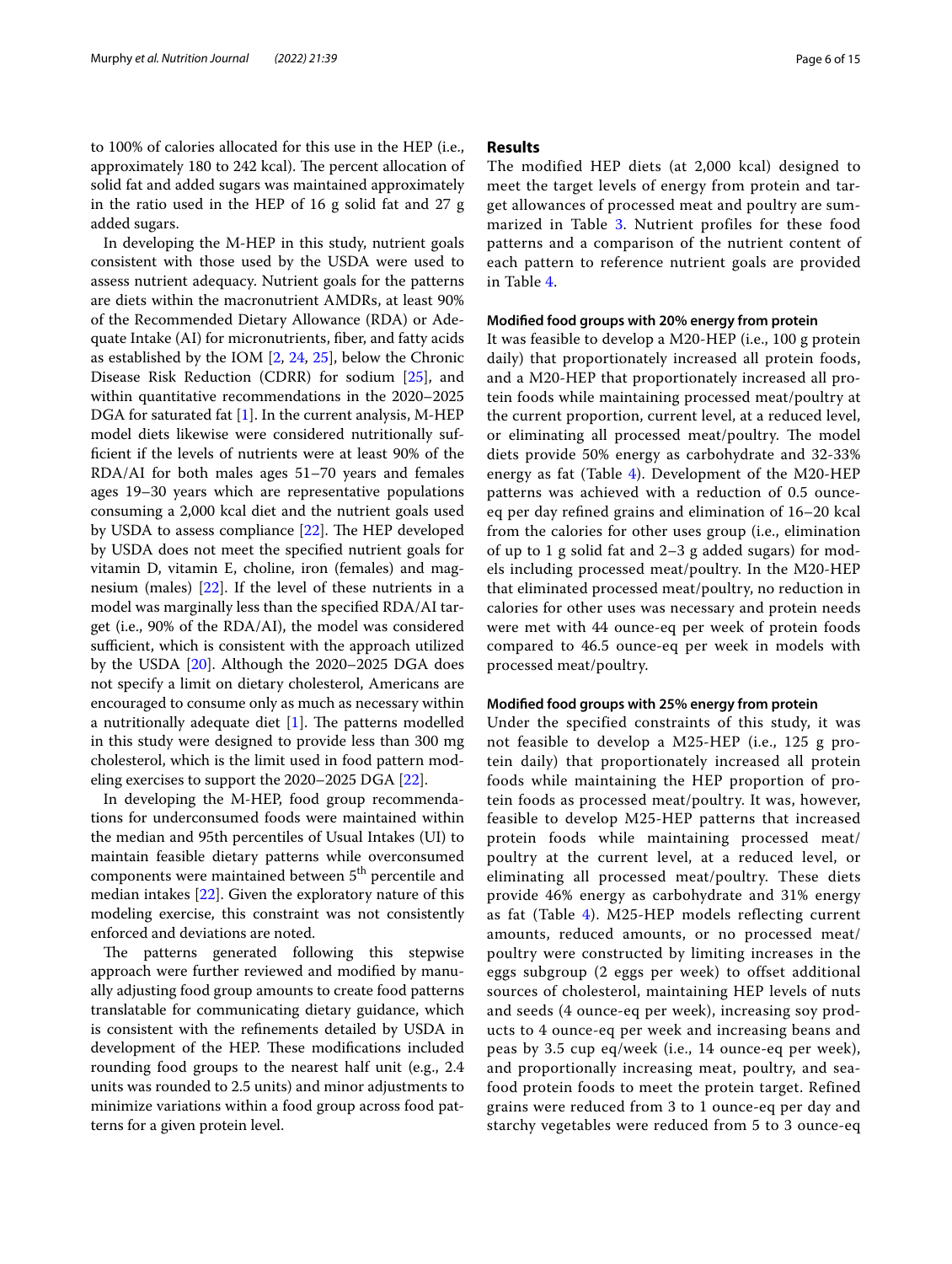to 100% of calories allocated for this use in the HEP (i.e., approximately 180 to 242 kcal). The percent allocation of solid fat and added sugars was maintained approximately in the ratio used in the HEP of 16 g solid fat and 27 g added sugars.

In developing the M-HEP in this study, nutrient goals consistent with those used by the USDA were used to assess nutrient adequacy. Nutrient goals for the patterns are diets within the macronutrient AMDRs, at least 90% of the Recommended Dietary Allowance (RDA) or Adequate Intake (AI) for micronutrients, fiber, and fatty acids as established by the IOM [2, 24, 25], below the Chronic Disease Risk Reduction (CDRR) for sodium [25], and within quantitative recommendations in the 2020–2025 DGA for saturated fat [1]. In the current analysis, M-HEP model diets likewise were considered nutritionally sufficient if the levels of nutrients were at least 90% of the RDA/AI for both males ages 51–70 years and females ages 19–30 years which are representative populations consuming a 2,000 kcal diet and the nutrient goals used by USDA to assess compliance [22]. The HEP developed by USDA does not meet the specified nutrient goals for vitamin D, vitamin E, choline, iron (females) and magnesium (males) [22]. If the level of these nutrients in a model was marginally less than the specified RDA/AI target (i.e., 90% of the RDA/AI), the model was considered sufficient, which is consistent with the approach utilized by the USDA [20]. Although the 2020–2025 DGA does not specify a limit on dietary cholesterol, Americans are encouraged to consume only as much as necessary within a nutritionally adequate diet [1]. The patterns modelled in this study were designed to provide less than 300 mg cholesterol, which is the limit used in food pattern modeling exercises to support the 2020–2025 DGA [22].

In developing the M-HEP, food group recommendations for underconsumed foods were maintained within the median and 95th percentiles of Usual Intakes (UI) to maintain feasible dietary patterns while overconsumed components were maintained between 5th percentile and median intakes [22]. Given the exploratory nature of this modeling exercise, this constraint was not consistently enforced and deviations are noted.

The patterns generated following this stepwise approach were further reviewed and modified by manually adjusting food group amounts to create food patterns translatable for communicating dietary guidance, which is consistent with the refinements detailed by USDA in development of the HEP. These modifications included rounding food groups to the nearest half unit (e.g., 2.4 units was rounded to 2.5 units) and minor adjustments to minimize variations within a food group across food patterns for a given protein level.

## Results

The modified HEP diets (at 2,000 kcal) designed to meet the target levels of energy from protein and target allowances of processed meat and poultry are summarized in Table 3. Nutrient profiles for these food patterns and a comparison of the nutrient content of each pattern to reference nutrient goals are provided in Table 4.

### Modified food groups with 20% energy from protein

It was feasible to develop a M20-HEP (i.e., 100 g protein daily) that proportionately increased all protein foods, and a M20-HEP that proportionately increased all protein foods while maintaining processed meat/poultry at the current proportion, current level, at a reduced level, or eliminating all processed meat/poultry. The model diets provide 50% energy as carbohydrate and 32-33% energy as fat (Table 4). Development of the M20-HEP patterns was achieved with a reduction of 0.5 ounce-eq per day refined grains and elimination of 16–20 kcal from the calories for other uses group (i.e., elimination of up to 1 g solid fat and 2–3 g added sugars) for models including processed meat/poultry. In the M20-HEP that eliminated processed meat/poultry, no reduction in calories for other uses was necessary and protein needs were met with 44 ounce-eq per week of protein foods compared to 46.5 ounce-eq per week in models with processed meat/poultry.

### Modified food groups with 25% energy from protein

Under the specified constraints of this study, it was not feasible to develop a M25-HEP (i.e., 125 g protein daily) that proportionately increased all protein foods while maintaining the HEP proportion of protein foods as processed meat/poultry. It was, however, feasible to develop M25-HEP patterns that increased protein foods while maintaining processed meat/poultry at the current level, at a reduced level, or eliminating all processed meat/poultry. These diets provide 46% energy as carbohydrate and 31% energy as fat (Table 4). M25-HEP models reflecting current amounts, reduced amounts, or no processed meat/poultry were constructed by limiting increases in the eggs subgroup (2 eggs per week) to offset additional sources of cholesterol, maintaining HEP levels of nuts and seeds (4 ounce-eq per week), increasing soy products to 4 ounce-eq per week and increasing beans and peas by 3.5 cup eq/week (i.e., 14 ounce-eq per week), and proportionally increasing meat, poultry, and seafood protein foods to meet the protein target. Refined grains were reduced from 3 to 1 ounce-eq per day and starchy vegetables were reduced from 5 to 3 ounce-eq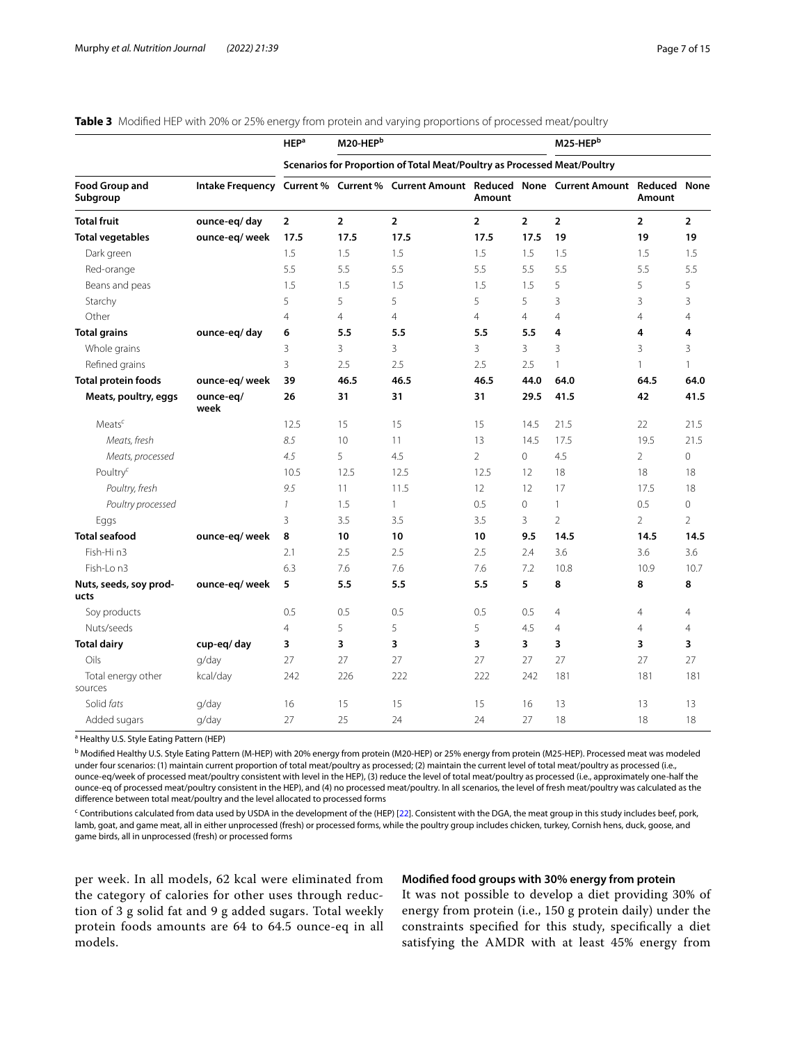**Table 3** Modified HEP with 20% or 25% energy from protein and varying proportions of processed meat/poultry

| | | HEP[a] | M20-HEP[b] | | | | M25-HEP[b] | | |
|---|---|---|---|---|---|---|---|---|---|
| | | Scenarios for Proportion of Total Meat/Poultry as Processed Meat/Poultry | | | | | | | |
| **Food Group and Subgroup** | **Intake Frequency** | **Current %** | **Current %** | **Current Amount** | **Reduced Amount** | **None** | **Current Amount** | **Reduced Amount** | **None** |
| **Total fruit** | **ounce-eq/ day** | **2** | **2** | **2** | **2** | **2** | **2** | **2** | **2** |
| **Total vegetables** | **ounce-eq/ week** | **17.5** | **17.5** | **17.5** | **17.5** | **17.5** | **19** | **19** | **19** |
| Dark green | | 1.5 | 1.5 | 1.5 | 1.5 | 1.5 | 1.5 | 1.5 | 1.5 |
| Red-orange | | 5.5 | 5.5 | 5.5 | 5.5 | 5.5 | 5.5 | 5.5 | 5.5 |
| Beans and peas | | 1.5 | 1.5 | 1.5 | 1.5 | 1.5 | 5 | 5 | 5 |
| Starchy | | 5 | 5 | 5 | 5 | 5 | 3 | 3 | 3 |
| Other | | 4 | 4 | 4 | 4 | 4 | 4 | 4 | 4 |
| **Total grains** | **ounce-eq/ day** | **6** | **5.5** | **5.5** | **5.5** | **5.5** | **4** | **4** | **4** |
| Whole grains | | 3 | 3 | 3 | 3 | 3 | 3 | 3 | 3 |
| Refined grains | | 3 | 2.5 | 2.5 | 2.5 | 2.5 | 1 | 1 | 1 |
| **Total protein foods** | **ounce-eq/ week** | **39** | **46.5** | **46.5** | **46.5** | **44.0** | **64.0** | **64.5** | **64.0** |
| **Meats, poultry, eggs** | **ounce-eq/ week** | **26** | **31** | **31** | **31** | **29.5** | **41.5** | **42** | **41.5** |
| Meats[c] | | 12.5 | 15 | 15 | 15 | 14.5 | 21.5 | 22 | 21.5 |
| *Meats, fresh* | | *8.5* | 10 | 11 | 13 | 14.5 | 17.5 | 19.5 | 21.5 |
| *Meats, processed* | | *4.5* | 5 | 4.5 | 2 | 0 | 4.5 | 2 | 0 |
| Poultry[c] | | 10.5 | 12.5 | 12.5 | 12.5 | 12 | 18 | 18 | 18 |
| *Poultry, fresh* | | *9.5* | 11 | 11.5 | 12 | 12 | 17 | 17.5 | 18 |
| *Poultry processed* | | *1* | 1.5 | 1 | 0.5 | 0 | 1 | 0.5 | 0 |
| Eggs | | 3 | 3.5 | 3.5 | 3.5 | 3 | 2 | 2 | 2 |
| **Total seafood** | **ounce-eq/ week** | **8** | **10** | **10** | **10** | **9.5** | **14.5** | **14.5** | **14.5** |
| Fish-Hi n3 | | 2.1 | 2.5 | 2.5 | 2.5 | 2.4 | 3.6 | 3.6 | 3.6 |
| Fish-Lo n3 | | 6.3 | 7.6 | 7.6 | 7.6 | 7.2 | 10.8 | 10.9 | 10.7 |
| **Nuts, seeds, soy products** | **ounce-eq/ week** | **5** | **5.5** | **5.5** | **5.5** | **5** | **8** | **8** | **8** |
| Soy products | | 0.5 | 0.5 | 0.5 | 0.5 | 0.5 | 4 | 4 | 4 |
| Nuts/seeds | | 4 | 5 | 5 | 5 | 4.5 | 4 | 4 | 4 |
| **Total dairy** | **cup-eq/ day** | **3** | **3** | **3** | **3** | **3** | **3** | **3** | **3** |
| Oils | g/day | 27 | 27 | 27 | 27 | 27 | 27 | 27 | 27 |
| Total energy other sources | kcal/day | 242 | 226 | 222 | 222 | 242 | 181 | 181 | 181 |
| Solid *fats* | g/day | 16 | 15 | 15 | 15 | 16 | 13 | 13 | 13 |
| Added sugars | g/day | 27 | 25 | 24 | 24 | 27 | 18 | 18 | 18 |

[a] Healthy U.S. Style Eating Pattern (HEP)

[b] Modified Healthy U.S. Style Eating Pattern (M-HEP) with 20% energy from protein (M20-HEP) or 25% energy from protein (M25-HEP). Processed meat was modeled under four scenarios: (1) maintain current proportion of total meat/poultry as processed; (2) maintain the current level of total meat/poultry as processed (i.e., ounce-eq/week of processed meat/poultry consistent with level in the HEP), (3) reduce the level of total meat/poultry as processed (i.e., approximately one-half the ounce-eq of processed meat/poultry consistent in the HEP), and (4) no processed meat/poultry. In all scenarios, the level of fresh meat/poultry was calculated as the difference between total meat/poultry and the level allocated to processed forms

[c] Contributions calculated from data used by USDA in the development of the (HEP) [22]. Consistent with the DGA, the meat group in this study includes beef, pork, lamb, goat, and game meat, all in either unprocessed (fresh) or processed forms, while the poultry group includes chicken, turkey, Cornish hens, duck, goose, and game birds, all in unprocessed (fresh) or processed forms

per week. In all models, 62 kcal were eliminated from the category of calories for other uses through reduction of 3 g solid fat and 9 g added sugars. Total weekly protein foods amounts are 64 to 64.5 ounce-eq in all models.

#### Modified food groups with 30% energy from protein

It was not possible to develop a diet providing 30% of energy from protein (i.e., 150 g protein daily) under the constraints specified for this study, specifically a diet satisfying the AMDR with at least 45% energy from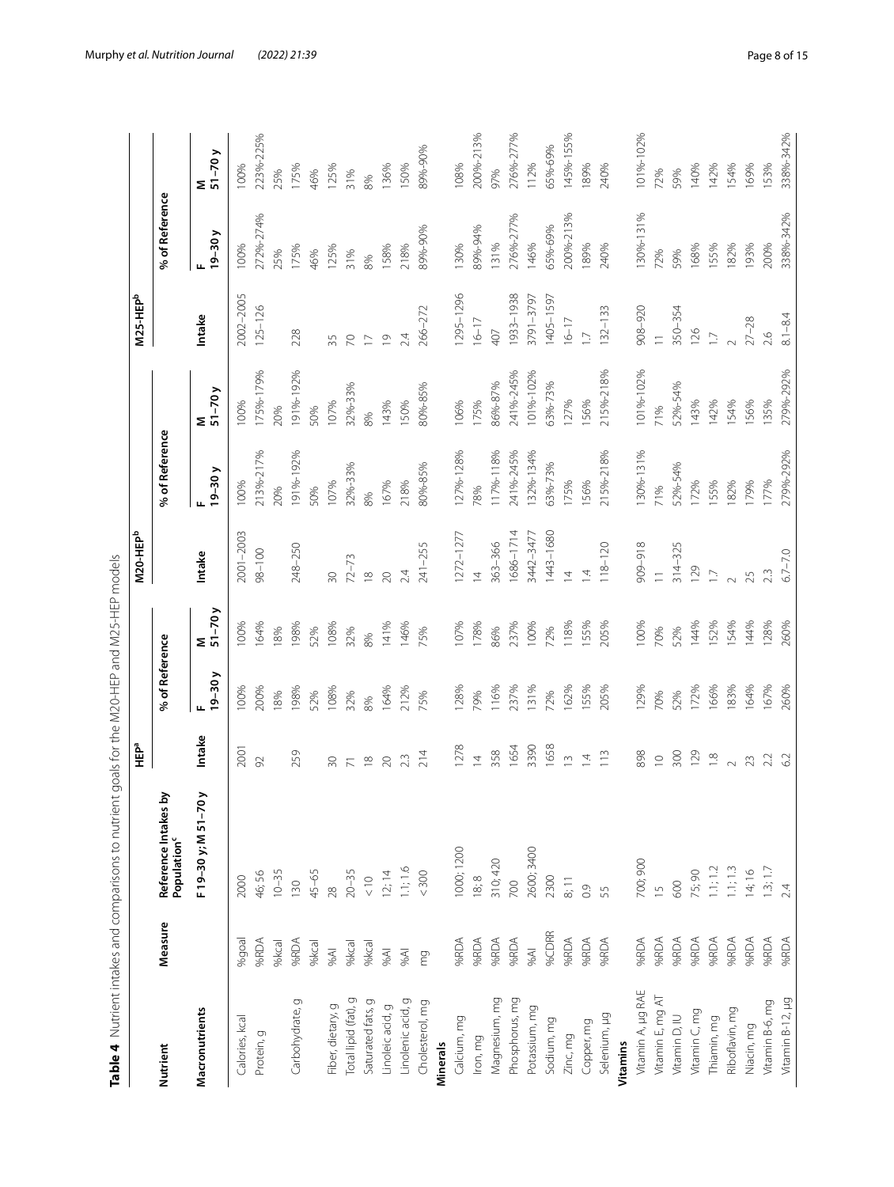**Table 4** Nutrient intakes and comparisons to nutrient goals for the M20-HEP and M25-HEP models

| Nutrient | Measure | Reference Intakes by Population[c] | HEP[a] | | | M20-HEP[b] | | | M25-HEP[b] | | |
|---|---|---|---|---|---|---|---|---|---|---|---|
| | | | Intake | % of Reference | | Intake | % of Reference | | Intake | % of Reference | |
| **Macronutrients** | | F 19–30 y; M 51–70 y | | F 19–30 y | M 51–70 y | | F 19–30 y | M 51–70 y | | F 19–30 y | M 51–70 y |
| Calories, kcal | %goal | 2000 | 2001 | 100% | 100% | 2001–2003 | 100% | 100% | 2002–2005 | 100% | 100% |
| Protein, g | %RDA | 46; 56 | 92 | 200% | 164% | 98–100 | 213%-217% | 175%-179% | 125–126 | 272%-274% | 223%-225% |
| | %kcal | 10–35 | | 18% | 18% | | 20% | 20% | | 25% | 25% |
| Carbohydrate, g | %RDA | 130 | 259 | 198% | 198% | 248–250 | 191%-192% | 191%-192% | 228 | 175% | 175% |
| | %kcal | 45–65 | | 52% | 52% | | 50% | 50% | | 46% | 46% |
| Fiber, dietary, g | %AI | 28 | 30 | 108% | 108% | 30 | 107% | 107% | 35 | 125% | 125% |
| Total lipid (fat), g | %kcal | 20–35 | 71 | 32% | 32% | 72–73 | 32%-33% | 32%-33% | 70 | 31% | 31% |
| Saturated fats, g | %kcal | < 10 | 18 | 8% | 8% | 18 | 8% | 8% | 17 | 8% | 8% |
| Linoleic acid, g | %AI | 12; 14 | 20 | 164% | 141% | 20 | 167% | 143% | 19 | 158% | 136% |
| Linolenic acid, g | %AI | 1.1; 1.6 | 2.3 | 212% | 146% | 2.4 | 218% | 150% | 2.4 | 218% | 150% |
| Cholesterol, mg | mg | < 300 | 214 | 75% | 75% | 241–255 | 80%-85% | 80%-85% | 266–272 | 89%-90% | 89%-90% |
| **Minerals** | | | | | | | | | | | |
| Calcium, mg | %RDA | 1000; 1200 | 1278 | 128% | 107% | 1272–1277 | 127%-128% | 106% | 1295–1296 | 130% | 108% |
| Iron, mg | %RDA | 18; 8 | 14 | 79% | 178% | 14 | 78% | 175% | 16–17 | 89%-94% | 200%-213% |
| Magnesium, mg | %RDA | 310; 420 | 358 | 116% | 86% | 363–366 | 117%-118% | 86%-87% | 407 | 131% | 97% |
| Phosphorus, mg | %RDA | 700 | 1654 | 237% | 237% | 1686–1714 | 241%-245% | 241%-245% | 1933–1938 | 276%-277% | 276%-277% |
| Potassium, mg | %AI | 2600; 3400 | 3390 | 131% | 100% | 3442–3477 | 132%-134% | 101%-102% | 3791–3797 | 146% | 112% |
| Sodium, mg | %CDRR | 2300 | 1658 | 72% | 72% | 1443–1680 | 63%-73% | 63%-73% | 1405–1597 | 65%-69% | 65%-69% |
| Zinc, mg | %RDA | 8; 11 | 13 | 162% | 118% | 14 | 175% | 127% | 16–17 | 200%-213% | 145%-155% |
| Copper, mg | %RDA | 0.9 | 1.4 | 155% | 155% | 1.4 | 156% | 156% | 1.7 | 189% | 189% |
| Selenium, µg | %RDA | 55 | 113 | 205% | 205% | 118–120 | 215%-218% | 215%-218% | 132–133 | 240% | 240% |
| **Vitamins** | | | | | | | | | | | |
| Vitamin A, µg RAE | %RDA | 700; 900 | 898 | 129% | 100% | 909–918 | 130%-131% | 101%-102% | 908–920 | 130%-131% | 101%-102% |
| Vitamin E, mg AT | %RDA | 15 | 10 | 70% | 70% | 11 | 71% | 71% | 11 | 72% | 72% |
| Vitamin D, IU | %RDA | 600 | 300 | 52% | 52% | 314–325 | 52%-54% | 52%-54% | 350–354 | 59% | 59% |
| Vitamin C, mg | %RDA | 75; 90 | 129 | 172% | 144% | 129 | 172% | 143% | 126 | 168% | 140% |
| Thiamin, mg | %RDA | 1.1; 1.2 | 1.8 | 166% | 152% | 1.7 | 155% | 142% | 1.7 | 155% | 142% |
| Riboflavin, mg | %RDA | 1.1; 1.3 | 2 | 183% | 154% | 2 | 182% | 154% | 2 | 182% | 154% |
| Niacin, mg | %RDA | 14; 16 | 23 | 164% | 144% | 25 | 179% | 156% | 27–28 | 193% | 169% |
| Vitamin B-6, mg | %RDA | 1.3; 1.7 | 2.2 | 167% | 128% | 2.3 | 177% | 135% | 2.6 | 200% | 153% |
| Vitamin B-12, µg | %RDA | 2.4 | 6.2 | 260% | 260% | 6.7–7.0 | 279%-292% | 279%-292% | 8.1–8.4 | 338%-342% | 338%-342% |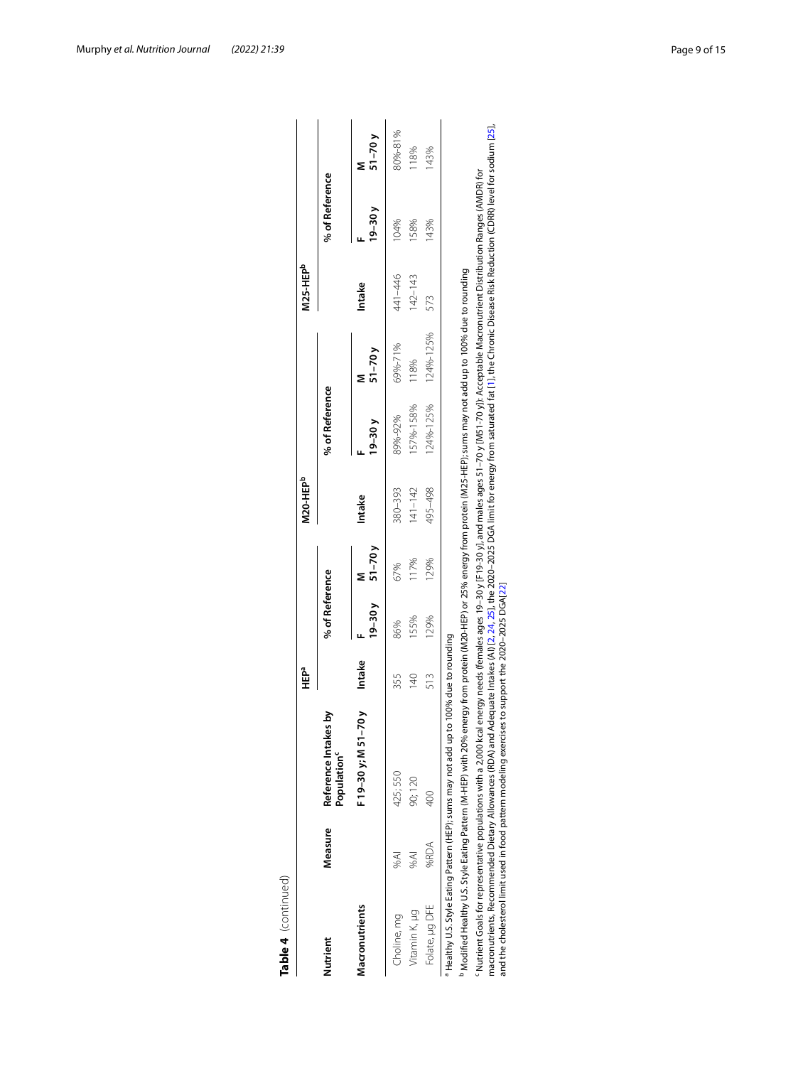**Table 4** (continued)

| Nutrient | Measure | Reference Intakes by Population[c] | HEP[a] | | | M20-HEP[b] | | | M25-HEP[b] | | |
|---|---|---|---|---|---|---|---|---|---|---|---|
| | | | Intake | % of Reference | | Intake | % of Reference | | Intake | % of Reference | |
| Macronutrients | | F 19–30 y; M 51–70 y | | F 19–30 y | M 51–70 y | | F 19–30 y | M 51–70 y | | F 19–30 y | M 51–70 y |
| Choline, mg | %AI | 425; 550 | 355 | 86% | 67% | 380–393 | 89%-92% | 69%-71% | 441–446 | 104% | 80%-81% |
| Vitamin K, µg | %AI | 90; 120 | 140 | 155% | 117% | 141–142 | 157%-158% | 118% | 142–143 | 158% | 118% |
| Folate, µg DFE | %RDA | 400 | 513 | 129% | 129% | 495–498 | 124%-125% | 124%-125% | 573 | 143% | 143% |

[a] Healthy U.S. Style Eating Pattern (HEP); sums may not add up to 100% due to rounding

[b] Modified Healthy U.S. Style Eating Pattern (M-HEP) with 20% energy from protein (M20-HEP) or 25% energy from protein (M25-HEP); sums may not add up to 100% due to rounding

[c] Nutrient Goals for representative populations with a 2,000 kcal energy needs (females ages 19–30 y [F19-30 y], and males ages 51–70 y [M51-70 y]): Acceptable Macronutrient Distribution Ranges (AMDR) for macronutrients, Recommended Dietary Allowances (RDA) and Adequate Intakes (AI) [2, 24, 25], the 2020–2025 DGA limit for energy from saturated fat [1], the Chronic Disease Risk Reduction (CDRR) level for sodium [25], and the cholesterol limit used in food pattern modeling exercises to support the 2020–2025 DGA [22]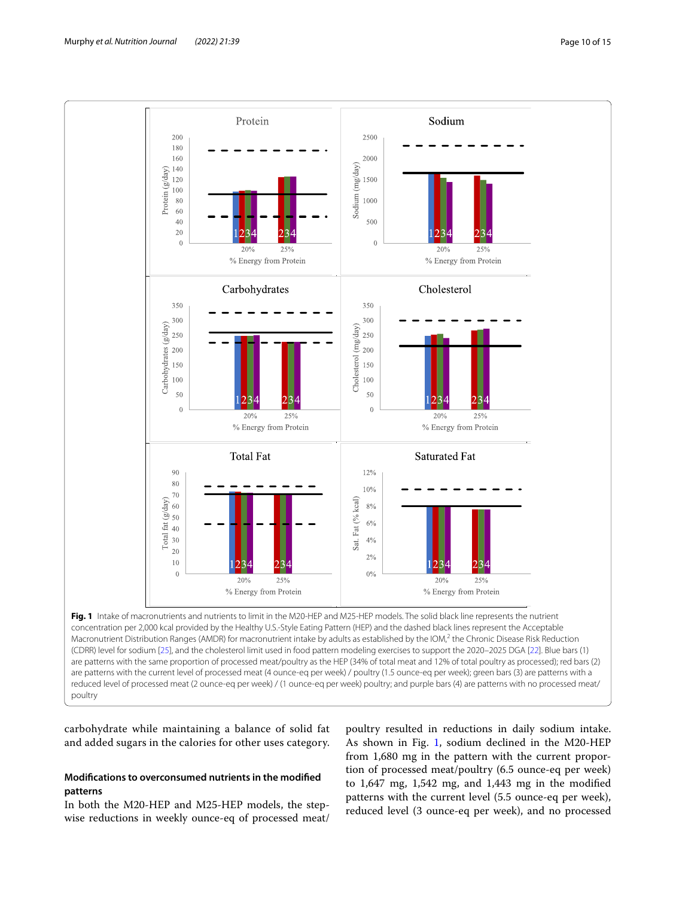**Fig. 1** Intake of macronutrients and nutrients to limit in the M20-HEP and M25-HEP models. The solid black line represents the nutrient concentration per 2,000 kcal provided by the Healthy U.S.-Style Eating Pattern (HEP) and the dashed black lines represent the Acceptable Macronutrient Distribution Ranges (AMDR) for macronutrient intake by adults as established by the IOM,[2] the Chronic Disease Risk Reduction (CDRR) level for sodium [25], and the cholesterol limit used in food pattern modeling exercises to support the 2020–2025 DGA [22]. Blue bars (1) are patterns with the same proportion of processed meat/poultry as the HEP (34% of total meat and 12% of total poultry as processed); red bars (2) are patterns with the current level of processed meat (4 ounce-eq per week) / poultry (1.5 ounce-eq per week); green bars (3) are patterns with a reduced level of processed meat (2 ounce-eq per week) / (1 ounce-eq per week) poultry; and purple bars (4) are patterns with no processed meat/poultry

carbohydrate while maintaining a balance of solid fat and added sugars in the calories for other uses category.

### Modifications to overconsumed nutrients in the modified patterns

In both the M20-HEP and M25-HEP models, the stepwise reductions in weekly ounce-eq of processed meat/poultry resulted in reductions in daily sodium intake. As shown in Fig. 1, sodium declined in the M20-HEP from 1,680 mg in the pattern with the current proportion of processed meat/poultry (6.5 ounce-eq per week) to 1,647 mg, 1,542 mg, and 1,443 mg in the modified patterns with the current level (5.5 ounce-eq per week), reduced level (3 ounce-eq per week), and no processed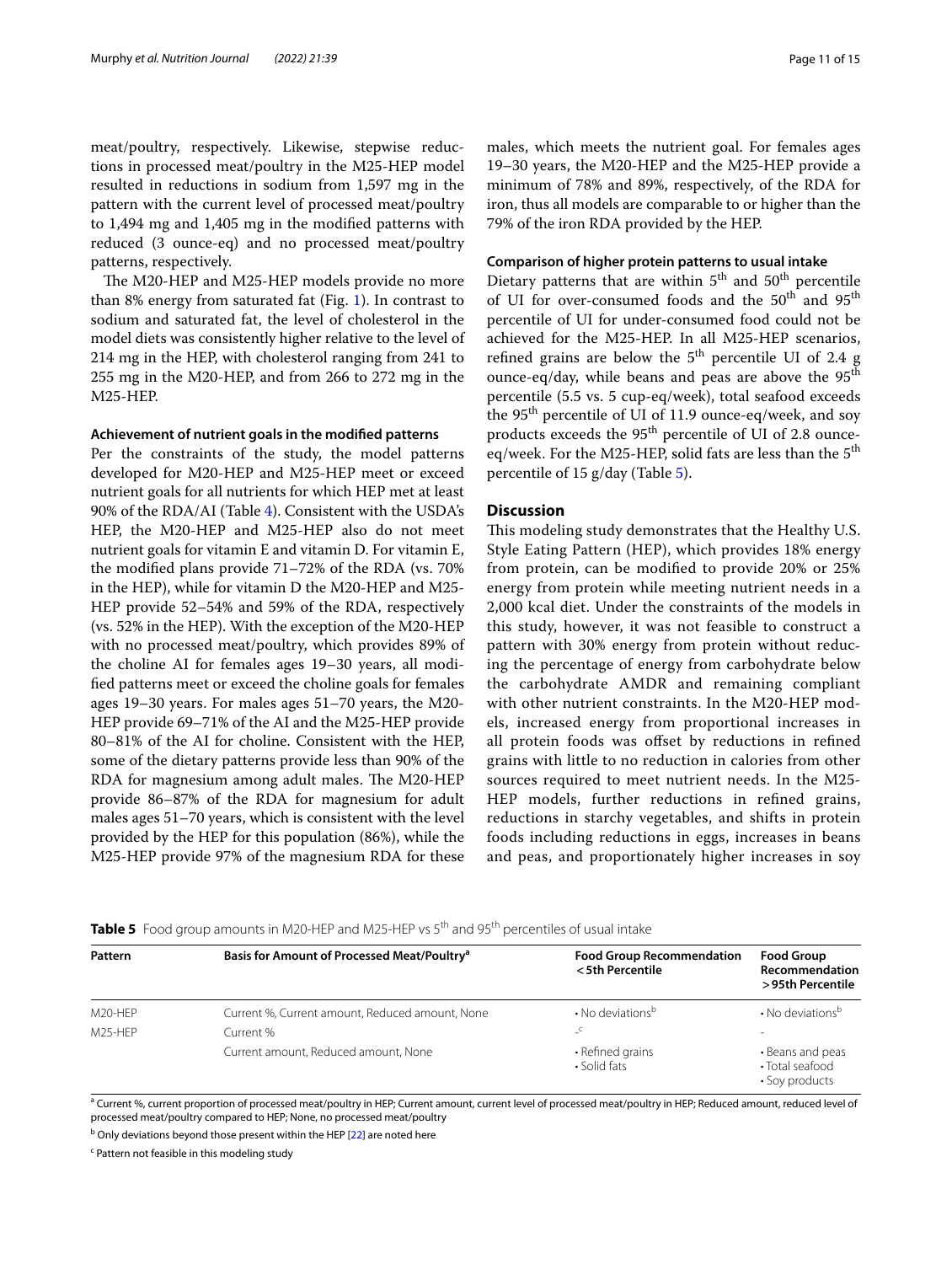meat/poultry, respectively. Likewise, stepwise reductions in processed meat/poultry in the M25-HEP model resulted in reductions in sodium from 1,597 mg in the pattern with the current level of processed meat/poultry to 1,494 mg and 1,405 mg in the modified patterns with reduced (3 ounce-eq) and no processed meat/poultry patterns, respectively.

The M20-HEP and M25-HEP models provide no more than 8% energy from saturated fat (Fig. 1). In contrast to sodium and saturated fat, the level of cholesterol in the model diets was consistently higher relative to the level of 214 mg in the HEP, with cholesterol ranging from 241 to 255 mg in the M20-HEP, and from 266 to 272 mg in the M25-HEP.

#### Achievement of nutrient goals in the modified patterns

Per the constraints of the study, the model patterns developed for M20-HEP and M25-HEP meet or exceed nutrient goals for all nutrients for which HEP met at least 90% of the RDA/AI (Table 4). Consistent with the USDA's HEP, the M20-HEP and M25-HEP also do not meet nutrient goals for vitamin E and vitamin D. For vitamin E, the modified plans provide 71–72% of the RDA (vs. 70% in the HEP), while for vitamin D the M20-HEP and M25-HEP provide 52–54% and 59% of the RDA, respectively (vs. 52% in the HEP). With the exception of the M20-HEP with no processed meat/poultry, which provides 89% of the choline AI for females ages 19–30 years, all modified patterns meet or exceed the choline goals for females ages 19–30 years. For males ages 51–70 years, the M20-HEP provide 69–71% of the AI and the M25-HEP provide 80–81% of the AI for choline. Consistent with the HEP, some of the dietary patterns provide less than 90% of the RDA for magnesium among adult males. The M20-HEP provide 86–87% of the RDA for magnesium for adult males ages 51–70 years, which is consistent with the level provided by the HEP for this population (86%), while the M25-HEP provide 97% of the magnesium RDA for these males, which meets the nutrient goal. For females ages 19–30 years, the M20-HEP and the M25-HEP provide a minimum of 78% and 89%, respectively, of the RDA for iron, thus all models are comparable to or higher than the 79% of the iron RDA provided by the HEP.

#### Comparison of higher protein patterns to usual intake

Dietary patterns that are within 5th and 50th percentile of UI for over-consumed foods and the 50th and 95th percentile of UI for under-consumed food could not be achieved for the M25-HEP. In all M25-HEP scenarios, refined grains are below the 5th percentile UI of 2.4 g ounce-eq/day, while beans and peas are above the 95th percentile (5.5 vs. 5 cup-eq/week), total seafood exceeds the 95th percentile of UI of 11.9 ounce-eq/week, and soy products exceeds the 95th percentile of UI of 2.8 ounce-eq/week. For the M25-HEP, solid fats are less than the 5th percentile of 15 g/day (Table 5).

## Discussion

This modeling study demonstrates that the Healthy U.S. Style Eating Pattern (HEP), which provides 18% energy from protein, can be modified to provide 20% or 25% energy from protein while meeting nutrient needs in a 2,000 kcal diet. Under the constraints of the models in this study, however, it was not feasible to construct a pattern with 30% energy from protein without reducing the percentage of energy from carbohydrate below the carbohydrate AMDR and remaining compliant with other nutrient constraints. In the M20-HEP models, increased energy from proportional increases in all protein foods was offset by reductions in refined grains with little to no reduction in calories from other sources required to meet nutrient needs. In the M25-HEP models, further reductions in refined grains, reductions in starchy vegetables, and shifts in protein foods including reductions in eggs, increases in beans and peas, and proportionately higher increases in soy

**Table 5** Food group amounts in M20-HEP and M25-HEP vs 5th and 95th percentiles of usual intake

| Pattern | Basis for Amount of Processed Meat/Poultry[a] | Food Group Recommendation <5th Percentile | Food Group Recommendation >95th Percentile |
|---|---|---|---|
| M20-HEP | Current %, Current amount, Reduced amount, None | • No deviations[b] | • No deviations[b] |
| M25-HEP | Current % | -[c] | - |
| | Current amount, Reduced amount, None | • Refined grains<br>• Solid fats | • Beans and peas<br>• Total seafood<br>• Soy products |

[a] Current %, current proportion of processed meat/poultry in HEP; Current amount, current level of processed meat/poultry in HEP; Reduced amount, reduced level of processed meat/poultry compared to HEP; None, no processed meat/poultry

[b] Only deviations beyond those present within the HEP [22] are noted here

[c] Pattern not feasible in this modeling study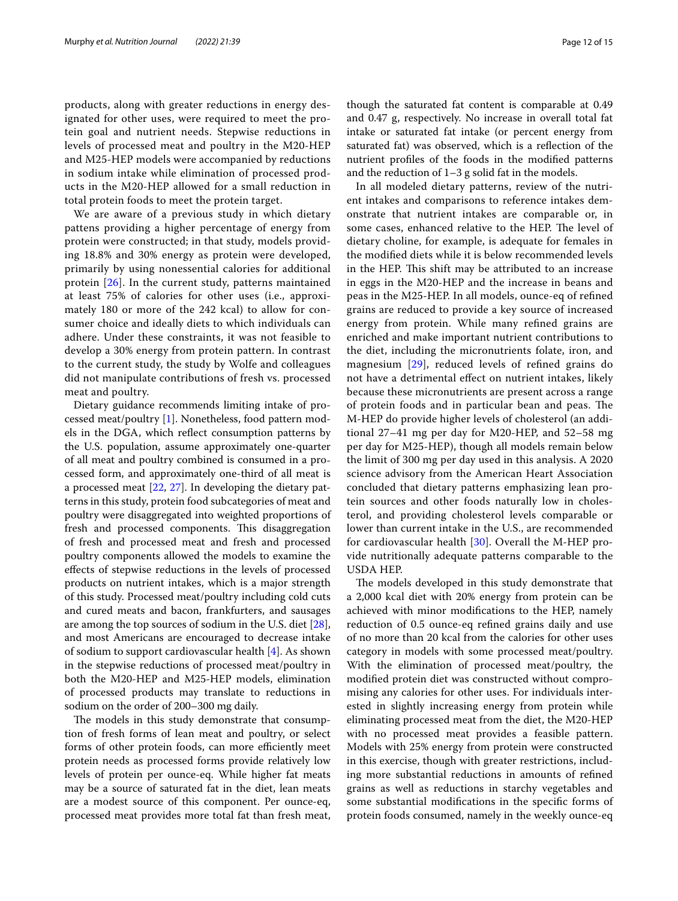products, along with greater reductions in energy designated for other uses, were required to meet the protein goal and nutrient needs. Stepwise reductions in levels of processed meat and poultry in the M20-HEP and M25-HEP models were accompanied by reductions in sodium intake while elimination of processed products in the M20-HEP allowed for a small reduction in total protein foods to meet the protein target.

We are aware of a previous study in which dietary pattens providing a higher percentage of energy from protein were constructed; in that study, models providing 18.8% and 30% energy as protein were developed, primarily by using nonessential calories for additional protein [26]. In the current study, patterns maintained at least 75% of calories for other uses (i.e., approximately 180 or more of the 242 kcal) to allow for consumer choice and ideally diets to which individuals can adhere. Under these constraints, it was not feasible to develop a 30% energy from protein pattern. In contrast to the current study, the study by Wolfe and colleagues did not manipulate contributions of fresh vs. processed meat and poultry.

Dietary guidance recommends limiting intake of processed meat/poultry [1]. Nonetheless, food pattern models in the DGA, which reflect consumption patterns by the U.S. population, assume approximately one-quarter of all meat and poultry combined is consumed in a processed form, and approximately one-third of all meat is a processed meat [22, 27]. In developing the dietary patterns in this study, protein food subcategories of meat and poultry were disaggregated into weighted proportions of fresh and processed components. This disaggregation of fresh and processed meat and fresh and processed poultry components allowed the models to examine the effects of stepwise reductions in the levels of processed products on nutrient intakes, which is a major strength of this study. Processed meat/poultry including cold cuts and cured meats and bacon, frankfurters, and sausages are among the top sources of sodium in the U.S. diet [28], and most Americans are encouraged to decrease intake of sodium to support cardiovascular health [4]. As shown in the stepwise reductions of processed meat/poultry in both the M20-HEP and M25-HEP models, elimination of processed products may translate to reductions in sodium on the order of 200–300 mg daily.

The models in this study demonstrate that consumption of fresh forms of lean meat and poultry, or select forms of other protein foods, can more efficiently meet protein needs as processed forms provide relatively low levels of protein per ounce-eq. While higher fat meats may be a source of saturated fat in the diet, lean meats are a modest source of this component. Per ounce-eq, processed meat provides more total fat than fresh meat, though the saturated fat content is comparable at 0.49 and 0.47 g, respectively. No increase in overall total fat intake or saturated fat intake (or percent energy from saturated fat) was observed, which is a reflection of the nutrient profiles of the foods in the modified patterns and the reduction of 1–3 g solid fat in the models.

In all modeled dietary patterns, review of the nutrient intakes and comparisons to reference intakes demonstrate that nutrient intakes are comparable or, in some cases, enhanced relative to the HEP. The level of dietary choline, for example, is adequate for females in the modified diets while it is below recommended levels in the HEP. This shift may be attributed to an increase in eggs in the M20-HEP and the increase in beans and peas in the M25-HEP. In all models, ounce-eq of refined grains are reduced to provide a key source of increased energy from protein. While many refined grains are enriched and make important nutrient contributions to the diet, including the micronutrients folate, iron, and magnesium [29], reduced levels of refined grains do not have a detrimental effect on nutrient intakes, likely because these micronutrients are present across a range of protein foods and in particular bean and peas. The M-HEP do provide higher levels of cholesterol (an additional 27–41 mg per day for M20-HEP, and 52–58 mg per day for M25-HEP), though all models remain below the limit of 300 mg per day used in this analysis. A 2020 science advisory from the American Heart Association concluded that dietary patterns emphasizing lean protein sources and other foods naturally low in cholesterol, and providing cholesterol levels comparable or lower than current intake in the U.S., are recommended for cardiovascular health [30]. Overall the M-HEP provide nutritionally adequate patterns comparable to the USDA HEP.

The models developed in this study demonstrate that a 2,000 kcal diet with 20% energy from protein can be achieved with minor modifications to the HEP, namely reduction of 0.5 ounce-eq refined grains daily and use of no more than 20 kcal from the calories for other uses category in models with some processed meat/poultry. With the elimination of processed meat/poultry, the modified protein diet was constructed without compromising any calories for other uses. For individuals interested in slightly increasing energy from protein while eliminating processed meat from the diet, the M20-HEP with no processed meat provides a feasible pattern. Models with 25% energy from protein were constructed in this exercise, though with greater restrictions, including more substantial reductions in amounts of refined grains as well as reductions in starchy vegetables and some substantial modifications in the specific forms of protein foods consumed, namely in the weekly ounce-eq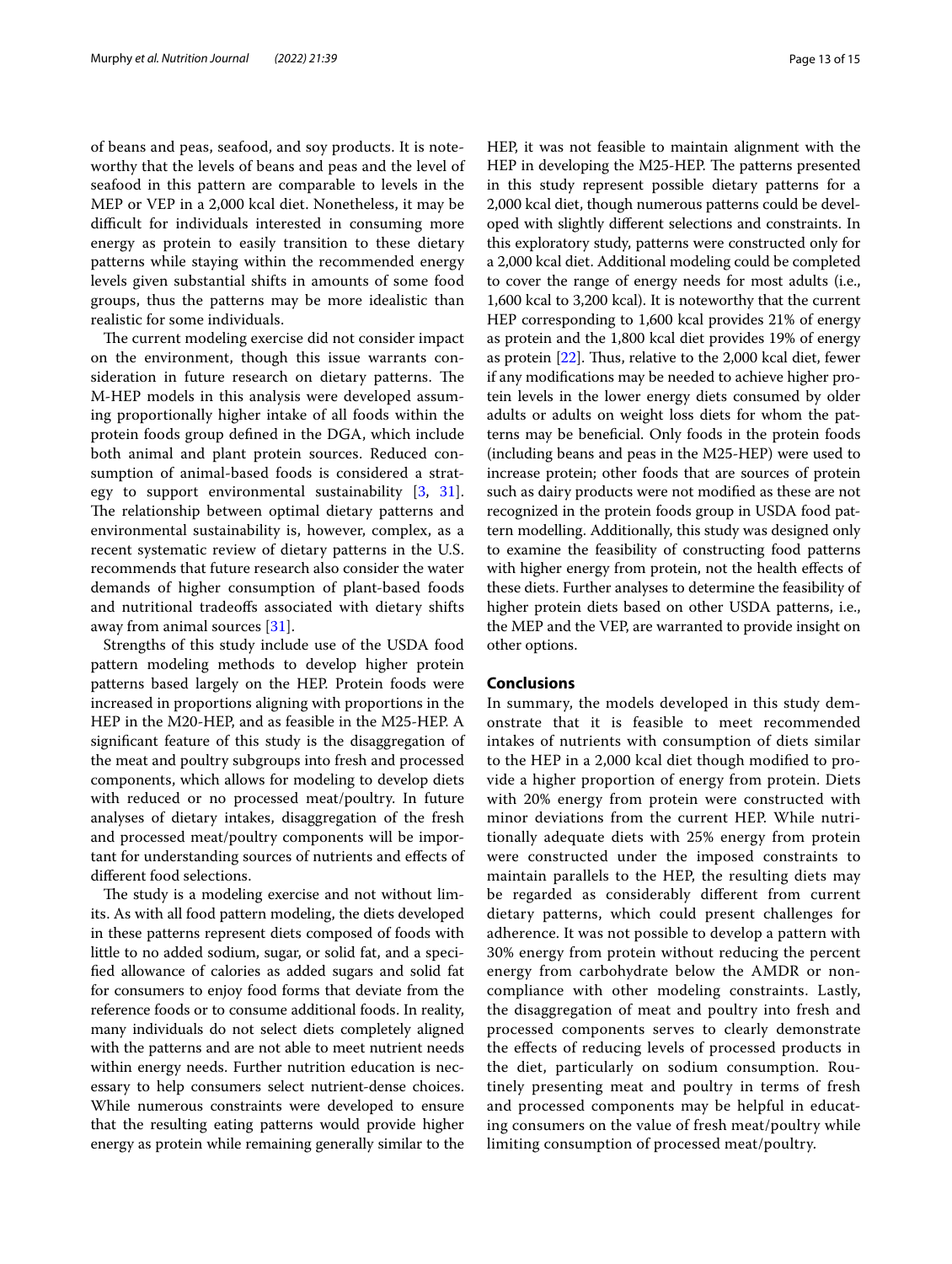of beans and peas, seafood, and soy products. It is noteworthy that the levels of beans and peas and the level of seafood in this pattern are comparable to levels in the MEP or VEP in a 2,000 kcal diet. Nonetheless, it may be difficult for individuals interested in consuming more energy as protein to easily transition to these dietary patterns while staying within the recommended energy levels given substantial shifts in amounts of some food groups, thus the patterns may be more idealistic than realistic for some individuals.

The current modeling exercise did not consider impact on the environment, though this issue warrants consideration in future research on dietary patterns. The M-HEP models in this analysis were developed assuming proportionally higher intake of all foods within the protein foods group defined in the DGA, which include both animal and plant protein sources. Reduced consumption of animal-based foods is considered a strategy to support environmental sustainability [3, 31]. The relationship between optimal dietary patterns and environmental sustainability is, however, complex, as a recent systematic review of dietary patterns in the U.S. recommends that future research also consider the water demands of higher consumption of plant-based foods and nutritional tradeoffs associated with dietary shifts away from animal sources [31].

Strengths of this study include use of the USDA food pattern modeling methods to develop higher protein patterns based largely on the HEP. Protein foods were increased in proportions aligning with proportions in the HEP in the M20-HEP, and as feasible in the M25-HEP. A significant feature of this study is the disaggregation of the meat and poultry subgroups into fresh and processed components, which allows for modeling to develop diets with reduced or no processed meat/poultry. In future analyses of dietary intakes, disaggregation of the fresh and processed meat/poultry components will be important for understanding sources of nutrients and effects of different food selections.

The study is a modeling exercise and not without limits. As with all food pattern modeling, the diets developed in these patterns represent diets composed of foods with little to no added sodium, sugar, or solid fat, and a specified allowance of calories as added sugars and solid fat for consumers to enjoy food forms that deviate from the reference foods or to consume additional foods. In reality, many individuals do not select diets completely aligned with the patterns and are not able to meet nutrient needs within energy needs. Further nutrition education is necessary to help consumers select nutrient-dense choices. While numerous constraints were developed to ensure that the resulting eating patterns would provide higher energy as protein while remaining generally similar to the HEP, it was not feasible to maintain alignment with the HEP in developing the M25-HEP. The patterns presented in this study represent possible dietary patterns for a 2,000 kcal diet, though numerous patterns could be developed with slightly different selections and constraints. In this exploratory study, patterns were constructed only for a 2,000 kcal diet. Additional modeling could be completed to cover the range of energy needs for most adults (i.e., 1,600 kcal to 3,200 kcal). It is noteworthy that the current HEP corresponding to 1,600 kcal provides 21% of energy as protein and the 1,800 kcal diet provides 19% of energy as protein [22]. Thus, relative to the 2,000 kcal diet, fewer if any modifications may be needed to achieve higher protein levels in the lower energy diets consumed by older adults or adults on weight loss diets for whom the patterns may be beneficial. Only foods in the protein foods (including beans and peas in the M25-HEP) were used to increase protein; other foods that are sources of protein such as dairy products were not modified as these are not recognized in the protein foods group in USDA food pattern modelling. Additionally, this study was designed only to examine the feasibility of constructing food patterns with higher energy from protein, not the health effects of these diets. Further analyses to determine the feasibility of higher protein diets based on other USDA patterns, i.e., the MEP and the VEP, are warranted to provide insight on other options.

## Conclusions

In summary, the models developed in this study demonstrate that it is feasible to meet recommended intakes of nutrients with consumption of diets similar to the HEP in a 2,000 kcal diet though modified to provide a higher proportion of energy from protein. Diets with 20% energy from protein were constructed with minor deviations from the current HEP. While nutritionally adequate diets with 25% energy from protein were constructed under the imposed constraints to maintain parallels to the HEP, the resulting diets may be regarded as considerably different from current dietary patterns, which could present challenges for adherence. It was not possible to develop a pattern with 30% energy from protein without reducing the percent energy from carbohydrate below the AMDR or noncompliance with other modeling constraints. Lastly, the disaggregation of meat and poultry into fresh and processed components serves to clearly demonstrate the effects of reducing levels of processed products in the diet, particularly on sodium consumption. Routinely presenting meat and poultry in terms of fresh and processed components may be helpful in educating consumers on the value of fresh meat/poultry while limiting consumption of processed meat/poultry.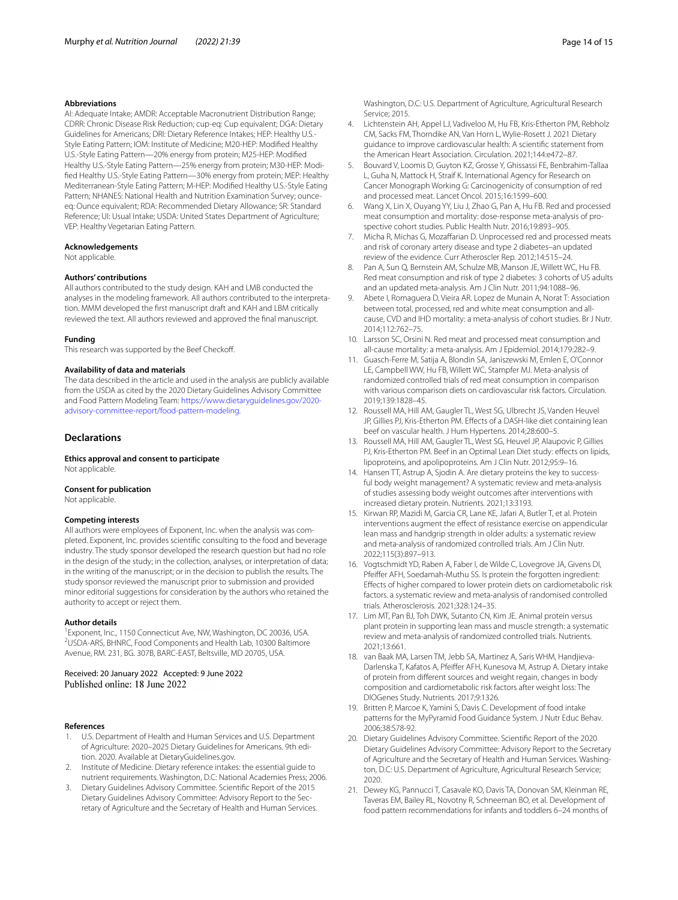**Abbreviations**

AI: Adequate Intake; AMDR: Acceptable Macronutrient Distribution Range; CDRR: Chronic Disease Risk Reduction; cup-eq: Cup equivalent; DGA: Dietary Guidelines for Americans; DRI: Dietary Reference Intakes; HEP: Healthy U.S.-Style Eating Pattern; IOM: Institute of Medicine; M20-HEP: Modified Healthy U.S.-Style Eating Pattern—20% energy from protein; M25-HEP: Modified Healthy U.S.-Style Eating Pattern—25% energy from protein; M30-HEP: Modified Healthy U.S.-Style Eating Pattern—30% energy from protein; MEP: Healthy Mediterranean-Style Eating Pattern; M-HEP: Modified Healthy U.S.-Style Eating Pattern; NHANES: National Health and Nutrition Examination Survey; ounce-eq: Ounce equivalent; RDA: Recommended Dietary Allowance; SR: Standard Reference; UI: Usual Intake; USDA: United States Department of Agriculture; VEP: Healthy Vegetarian Eating Pattern.

**Acknowledgements**

Not applicable.

**Authors' contributions**

All authors contributed to the study design. KAH and LMB conducted the analyses in the modeling framework. All authors contributed to the interpretation. MMM developed the first manuscript draft and KAH and LBM critically reviewed the text. All authors reviewed and approved the final manuscript.

**Funding**

This research was supported by the Beef Checkoff.

**Availability of data and materials**

The data described in the article and used in the analysis are publicly available from the USDA as cited by the 2020 Dietary Guidelines Advisory Committee and Food Pattern Modeling Team: https://www.dietaryguidelines.gov/2020-advisory-committee-report/food-pattern-modeling.

## Declarations

**Ethics approval and consent to participate**

Not applicable.

**Consent for publication**

Not applicable.

**Competing interests**

All authors were employees of Exponent, Inc. when the analysis was completed. Exponent, Inc. provides scientific consulting to the food and beverage industry. The study sponsor developed the research question but had no role in the design of the study; in the collection, analyses, or interpretation of data; in the writing of the manuscript; or in the decision to publish the results. The study sponsor reviewed the manuscript prior to submission and provided minor editorial suggestions for consideration by the authors who retained the authority to accept or reject them.

**Author details**

[1]Exponent, Inc., 1150 Connecticut Ave, NW, Washington, DC 20036, USA. [2]USDA-ARS, BHNRC, Food Components and Health Lab, 10300 Baltimore Avenue, RM. 231, BG. 307B, BARC-EAST, Beltsville, MD 20705, USA.

Received: 20 January 2022 Accepted: 9 June 2022
Published online: 18 June 2022

**References**

1. U.S. Department of Health and Human Services and U.S. Department of Agriculture: 2020–2025 Dietary Guidelines for Americans. 9th edition. 2020. Available at DietaryGuidelines.gov.
2. Institute of Medicine. Dietary reference intakes: the essential guide to nutrient requirements. Washington, D.C: National Academies Press; 2006.
3. Dietary Guidelines Advisory Committee. Scientific Report of the 2015 Dietary Guidelines Advisory Committee: Advisory Report to the Secretary of Agriculture and the Secretary of Health and Human Services. Washington, D.C: U.S. Department of Agriculture, Agricultural Research Service; 2015.
4. Lichtenstein AH, Appel LJ, Vadiveloo M, Hu FB, Kris-Etherton PM, Rebholz CM, Sacks FM, Thorndike AN, Van Horn L, Wylie-Rosett J. 2021 Dietary guidance to improve cardiovascular health: A scientific statement from the American Heart Association. Circulation. 2021;144:e472–87.
5. Bouvard V, Loomis D, Guyton KZ, Grosse Y, Ghissassi FE, Benbrahim-Tallaa L, Guha N, Mattock H, Straif K. International Agency for Research on Cancer Monograph Working G: Carcinogenicity of consumption of red and processed meat. Lancet Oncol. 2015;16:1599–600.
6. Wang X, Lin X, Ouyang YY, Liu J, Zhao G, Pan A, Hu FB. Red and processed meat consumption and mortality: dose-response meta-analysis of prospective cohort studies. Public Health Nutr. 2016;19:893–905.
7. Micha R, Michas G, Mozaffarian D. Unprocessed red and processed meats and risk of coronary artery disease and type 2 diabetes–an updated review of the evidence. Curr Atheroscler Rep. 2012;14:515–24.
8. Pan A, Sun Q, Bernstein AM, Schulze MB, Manson JE, Willett WC, Hu FB. Red meat consumption and risk of type 2 diabetes: 3 cohorts of US adults and an updated meta-analysis. Am J Clin Nutr. 2011;94:1088–96.
9. Abete I, Romaguera D, Vieira AR. Lopez de Munain A, Norat T: Association between total, processed, red and white meat consumption and all-cause, CVD and IHD mortality: a meta-analysis of cohort studies. Br J Nutr. 2014;112:762–75.
10. Larsson SC, Orsini N. Red meat and processed meat consumption and all-cause mortality: a meta-analysis. Am J Epidemiol. 2014;179:282–9.
11. Guasch-Ferre M, Satija A, Blondin SA, Janiszewski M, Emlen E, O'Connor LE, Campbell WW, Hu FB, Willett WC, Stampfer MJ. Meta-analysis of randomized controlled trials of red meat consumption in comparison with various comparison diets on cardiovascular risk factors. Circulation. 2019;139:1828–45.
12. Roussell MA, Hill AM, Gaugler TL, West SG, Ulbrecht JS, Vanden Heuvel JP, Gillies PJ, Kris-Etherton PM. Effects of a DASH-like diet containing lean beef on vascular health. J Hum Hypertens. 2014;28:600–5.
13. Roussell MA, Hill AM, Gaugler TL, West SG, Heuvel JP, Alaupovic P, Gillies PJ, Kris-Etherton PM. Beef in an Optimal Lean Diet study: effects on lipids, lipoproteins, and apolipoproteins. Am J Clin Nutr. 2012;95:9–16.
14. Hansen TT, Astrup A, Sjodin A. Are dietary proteins the key to successful body weight management? A systematic review and meta-analysis of studies assessing body weight outcomes after interventions with increased dietary protein. Nutrients. 2021;13:3193.
15. Kirwan RP, Mazidi M, Garcia CR, Lane KE, Jafari A, Butler T, et al. Protein interventions augment the effect of resistance exercise on appendicular lean mass and handgrip strength in older adults: a systematic review and meta-analysis of randomized controlled trials. Am J Clin Nutr. 2022;115(3):897–913.
16. Vogtschmidt YD, Raben A, Faber I, de Wilde C, Lovegrove JA, Givens DI, Pfeiffer AFH, Soedamah-Muthu SS. Is protein the forgotten ingredient: Effects of higher compared to lower protein diets on cardiometabolic risk factors. a systematic review and meta-analysis of randomised controlled trials. Atherosclerosis. 2021;328:124–35.
17. Lim MT, Pan BJ, Toh DWK, Sutanto CN, Kim JE. Animal protein versus plant protein in supporting lean mass and muscle strength: a systematic review and meta-analysis of randomized controlled trials. Nutrients. 2021;13:661.
18. van Baak MA, Larsen TM, Jebb SA, Martinez A, Saris WHM, Handjieva-Darlenska T, Kafatos A, Pfeiffer AFH, Kunesova M, Astrup A. Dietary intake of protein from different sources and weight regain, changes in body composition and cardiometabolic risk factors after weight loss: The DIOGenes Study. Nutrients. 2017;9:1326.
19. Britten P, Marcoe K, Yamini S, Davis C. Development of food intake patterns for the MyPyramid Food Guidance System. J Nutr Educ Behav. 2006;38:S78-92.
20. Dietary Guidelines Advisory Committee. Scientific Report of the 2020 Dietary Guidelines Advisory Committee: Advisory Report to the Secretary of Agriculture and the Secretary of Health and Human Services. Washington, D.C: U.S. Department of Agriculture, Agricultural Research Service; 2020.
21. Dewey KG, Pannucci T, Casavale KO, Davis TA, Donovan SM, Kleinman RE, Taveras EM, Bailey RL, Novotny R, Schneeman BO, et al. Development of food pattern recommendations for infants and toddlers 6–24 months of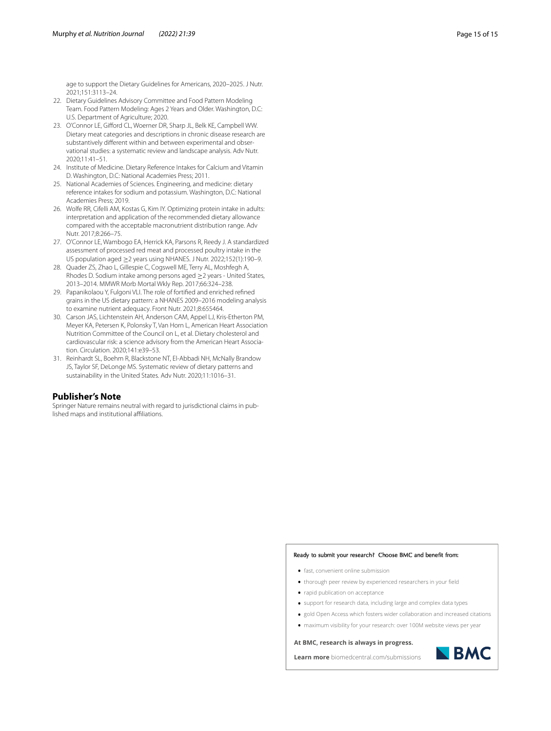age to support the Dietary Guidelines for Americans, 2020–2025. J Nutr. 2021;151:3113–24.

22. Dietary Guidelines Advisory Committee and Food Pattern Modeling Team. Food Pattern Modeling: Ages 2 Years and Older. Washington, D.C: U.S. Department of Agriculture; 2020.
23. O'Connor LE, Gifford CL, Woerner DR, Sharp JL, Belk KE, Campbell WW. Dietary meat categories and descriptions in chronic disease research are substantively different within and between experimental and observational studies: a systematic review and landscape analysis. Adv Nutr. 2020;11:41–51.
24. Institute of Medicine. Dietary Reference Intakes for Calcium and Vitamin D. Washington, D.C: National Academies Press; 2011.
25. National Academies of Sciences. Engineering, and medicine: dietary reference intakes for sodium and potassium. Washington, D.C: National Academies Press; 2019.
26. Wolfe RR, Cifelli AM, Kostas G, Kim IY. Optimizing protein intake in adults: interpretation and application of the recommended dietary allowance compared with the acceptable macronutrient distribution range. Adv Nutr. 2017;8:266–75.
27. O'Connor LE, Wambogo EA, Herrick KA, Parsons R, Reedy J. A standardized assessment of processed red meat and processed poultry intake in the US population aged ≥2 years using NHANES. J Nutr. 2022;152(1):190–9.
28. Quader ZS, Zhao L, Gillespie C, Cogswell ME, Terry AL, Moshfegh A, Rhodes D. Sodium intake among persons aged ≥2 years - United States, 2013–2014. MMWR Morb Mortal Wkly Rep. 2017;66:324–238.
29. Papanikolaou Y, Fulgoni VLI. The role of fortified and enriched refined grains in the US dietary pattern: a NHANES 2009–2016 modeling analysis to examine nutrient adequacy. Front Nutr. 2021;8:655464.
30. Carson JAS, Lichtenstein AH, Anderson CAM, Appel LJ, Kris-Etherton PM, Meyer KA, Petersen K, Polonsky T, Van Horn L, American Heart Association Nutrition Committee of the Council on L, et al. Dietary cholesterol and cardiovascular risk: a science advisory from the American Heart Association. Circulation. 2020;141:e39–53.
31. Reinhardt SL, Boehm R, Blackstone NT, El-Abbadi NH, McNally Brandow JS, Taylor SF, DeLonge MS. Systematic review of dietary patterns and sustainability in the United States. Adv Nutr. 2020;11:1016–31.

## Publisher's Note

Springer Nature remains neutral with regard to jurisdictional claims in published maps and institutional affiliations.

Ready to submit your research? Choose BMC and benefit from:

- fast, convenient online submission
- thorough peer review by experienced researchers in your field
- rapid publication on acceptance
- support for research data, including large and complex data types
- gold Open Access which fosters wider collaboration and increased citations
- maximum visibility for your research: over 100M website views per year

**At BMC, research is always in progress.**

**Learn more** biomedcentral.com/submissions

BMC